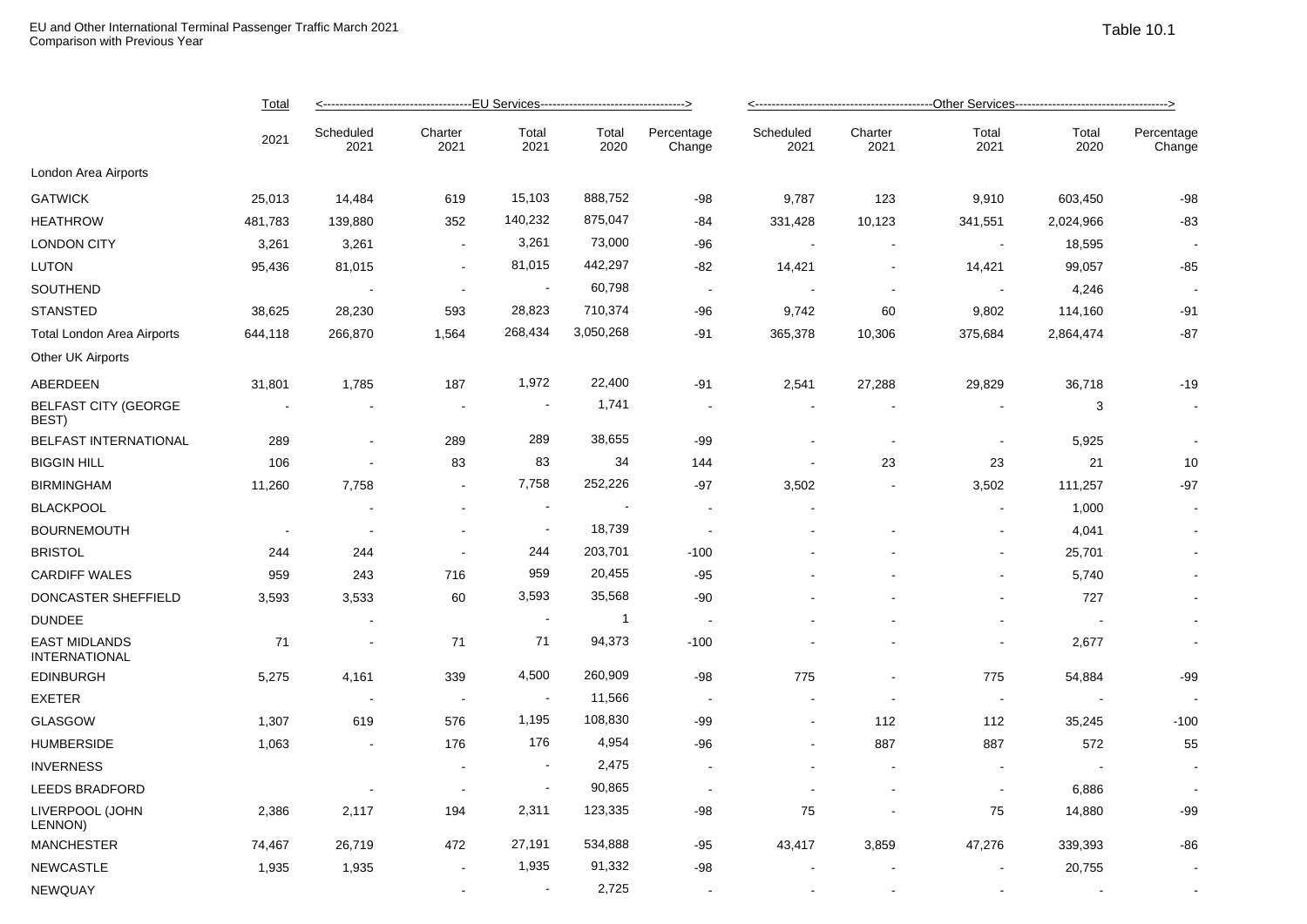EU and Other International Terminal Passenger Traffic March 2021
Comparison with Previous Year

Table 10.1

| | Total | EU Services | | | | | Other Services | | | | |
|---|---|---|---|---|---|---|---|---|---|---|---|
| | 2021 | Scheduled 2021 | Charter 2021 | Total 2021 | Total 2020 | Percentage Change | Scheduled 2021 | Charter 2021 | Total 2021 | Total 2020 | Percentage Change |
| London Area Airports | | | | | | | | | | | |
| GATWICK | 25,013 | 14,484 | 619 | 15,103 | 888,752 | -98 | 9,787 | 123 | 9,910 | 603,450 | -98 |
| HEATHROW | 481,783 | 139,880 | 352 | 140,232 | 875,047 | -84 | 331,428 | 10,123 | 341,551 | 2,024,966 | -83 |
| LONDON CITY | 3,261 | 3,261 | - | 3,261 | 73,000 | -96 | - | - | - | 18,595 | - |
| LUTON | 95,436 | 81,015 | - | 81,015 | 442,297 | -82 | 14,421 | - | 14,421 | 99,057 | -85 |
| SOUTHEND | | - | - | - | 60,798 | - | - | - | - | 4,246 | - |
| STANSTED | 38,625 | 28,230 | 593 | 28,823 | 710,374 | -96 | 9,742 | 60 | 9,802 | 114,160 | -91 |
| Total London Area Airports | 644,118 | 266,870 | 1,564 | 268,434 | 3,050,268 | -91 | 365,378 | 10,306 | 375,684 | 2,864,474 | -87 |
| Other UK Airports | | | | | | | | | | | |
| ABERDEEN | 31,801 | 1,785 | 187 | 1,972 | 22,400 | -91 | 2,541 | 27,288 | 29,829 | 36,718 | -19 |
| BELFAST CITY (GEORGE BEST) | - | - | - | - | 1,741 | - | - | - | - | 3 | - |
| BELFAST INTERNATIONAL | 289 | - | 289 | 289 | 38,655 | -99 | - | - | - | 5,925 | - |
| BIGGIN HILL | 106 | - | 83 | 83 | 34 | 144 | - | 23 | 23 | 21 | 10 |
| BIRMINGHAM | 11,260 | 7,758 | - | 7,758 | 252,226 | -97 | 3,502 | - | 3,502 | 111,257 | -97 |
| BLACKPOOL | | - | - | - | - | - | - | | - | 1,000 | - |
| BOURNEMOUTH | - | - | - | - | 18,739 | - | - | - | - | 4,041 | - |
| BRISTOL | 244 | 244 | - | 244 | 203,701 | -100 | - | - | - | 25,701 | - |
| CARDIFF WALES | 959 | 243 | 716 | 959 | 20,455 | -95 | - | - | - | 5,740 | - |
| DONCASTER SHEFFIELD | 3,593 | 3,533 | 60 | 3,593 | 35,568 | -90 | - | - | - | 727 | - |
| DUNDEE | | - | | - | 1 | - | - | - | - | - | - |
| EAST MIDLANDS INTERNATIONAL | 71 | - | 71 | 71 | 94,373 | -100 | - | - | - | 2,677 | - |
| EDINBURGH | 5,275 | 4,161 | 339 | 4,500 | 260,909 | -98 | 775 | - | 775 | 54,884 | -99 |
| EXETER | | - | - | - | 11,566 | - | - | - | - | - | - |
| GLASGOW | 1,307 | 619 | 576 | 1,195 | 108,830 | -99 | - | 112 | 112 | 35,245 | -100 |
| HUMBERSIDE | 1,063 | - | 176 | 176 | 4,954 | -96 | - | 887 | 887 | 572 | 55 |
| INVERNESS | | | - | - | 2,475 | - | - | - | - | - | - |
| LEEDS BRADFORD | | - | - | - | 90,865 | - | - | - | - | 6,886 | - |
| LIVERPOOL (JOHN LENNON) | 2,386 | 2,117 | 194 | 2,311 | 123,335 | -98 | 75 | - | 75 | 14,880 | -99 |
| MANCHESTER | 74,467 | 26,719 | 472 | 27,191 | 534,888 | -95 | 43,417 | 3,859 | 47,276 | 339,393 | -86 |
| NEWCASTLE | 1,935 | 1,935 | - | 1,935 | 91,332 | -98 | - | - | - | 20,755 | - |
| NEWQUAY | | | - | - | 2,725 | - | - | - | - | - | - |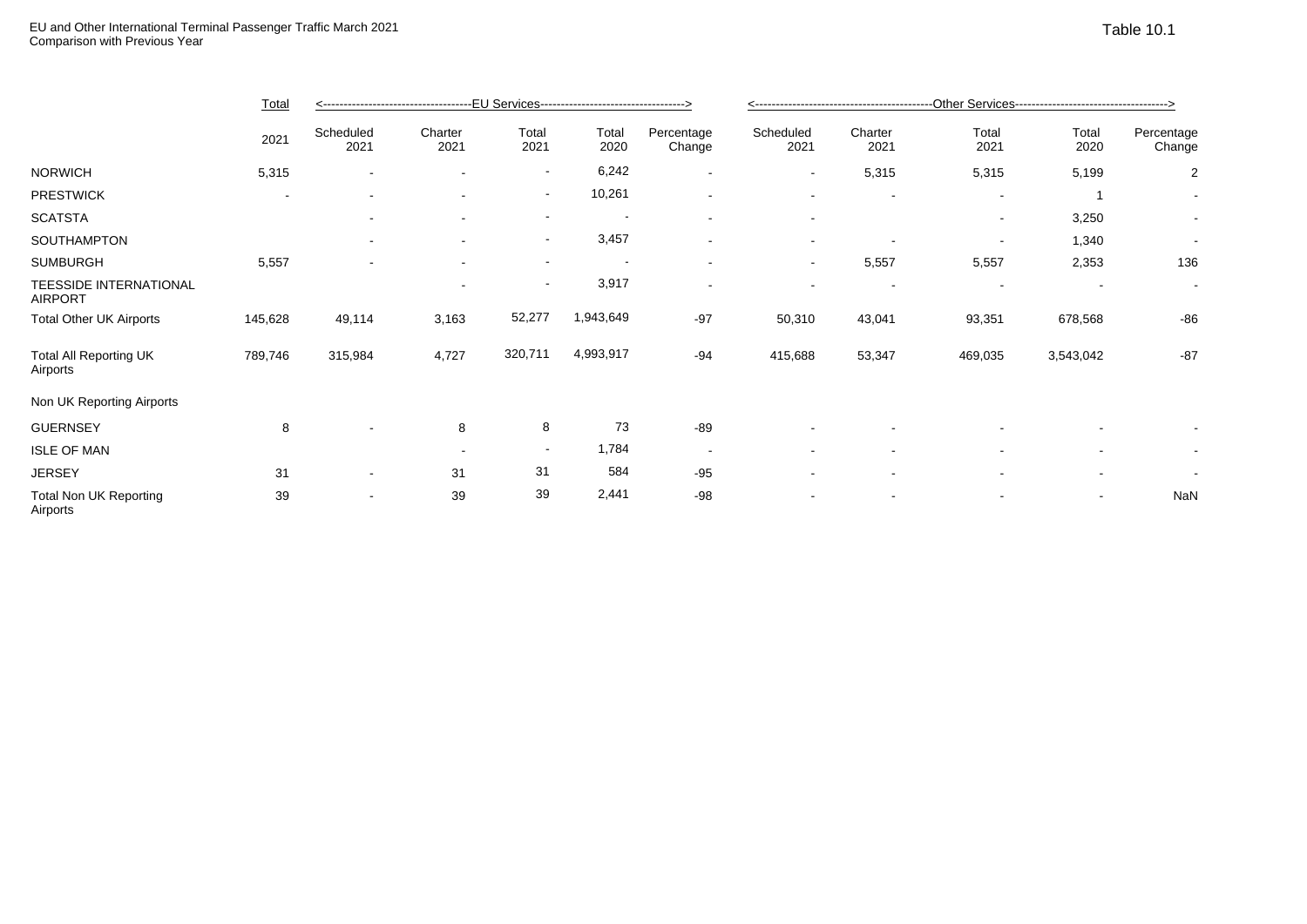EU and Other International Terminal Passenger Traffic March 2021
Comparison with Previous Year

Table 10.1

| | Total | EU Services | | | | | Other Services | | | | |
|---|---|---|---|---|---|---|---|---|---|---|---|
| | 2021 | Scheduled 2021 | Charter 2021 | Total 2021 | Total 2020 | Percentage Change | Scheduled 2021 | Charter 2021 | Total 2021 | Total 2020 | Percentage Change |
| NORWICH | 5,315 | - | - | - | 6,242 | - | - | 5,315 | 5,315 | 5,199 | 2 |
| PRESTWICK | - | - | - | - | 10,261 | - | - | - | - | 1 | - |
| SCATSTA | | - | - | - | - | - | - | | - | 3,250 | - |
| SOUTHAMPTON | | - | - | - | 3,457 | - | - | - | - | 1,340 | - |
| SUMBURGH | 5,557 | - | - | - | - | - | - | 5,557 | 5,557 | 2,353 | 136 |
| TEESSIDE INTERNATIONAL AIRPORT | | | - | - | 3,917 | - | - | - | - | - | - |
| Total Other UK Airports | 145,628 | 49,114 | 3,163 | 52,277 | 1,943,649 | -97 | 50,310 | 43,041 | 93,351 | 678,568 | -86 |
| Total All Reporting UK Airports | 789,746 | 315,984 | 4,727 | 320,711 | 4,993,917 | -94 | 415,688 | 53,347 | 469,035 | 3,543,042 | -87 |
| Non UK Reporting Airports | | | | | | | | | | | |
| GUERNSEY | 8 | - | 8 | 8 | 73 | -89 | - | - | - | - | - |
| ISLE OF MAN | | | - | - | 1,784 | - | - | - | - | - | - |
| JERSEY | 31 | - | 31 | 31 | 584 | -95 | - | - | - | - | - |
| Total Non UK Reporting Airports | 39 | - | 39 | 39 | 2,441 | -98 | - | - | - | - | NaN |